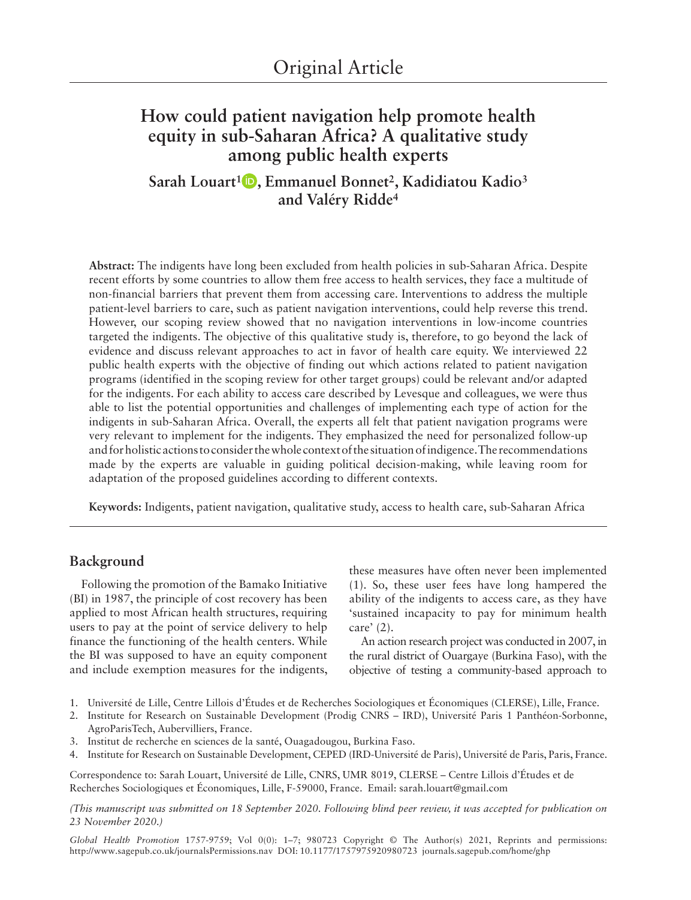Original Article

# How could patient navigation help promote health equity in sub-Saharan Africa? A qualitative study among public health experts

**Sarah Louart[1], Emmanuel Bonnet[2], Kadidiatou Kadio[3] and Valéry Ridde[4]**

**Abstract:** The indigents have long been excluded from health policies in sub-Saharan Africa. Despite recent efforts by some countries to allow them free access to health services, they face a multitude of non-financial barriers that prevent them from accessing care. Interventions to address the multiple patient-level barriers to care, such as patient navigation interventions, could help reverse this trend. However, our scoping review showed that no navigation interventions in low-income countries targeted the indigents. The objective of this qualitative study is, therefore, to go beyond the lack of evidence and discuss relevant approaches to act in favor of health care equity. We interviewed 22 public health experts with the objective of finding out which actions related to patient navigation programs (identified in the scoping review for other target groups) could be relevant and/or adapted for the indigents. For each ability to access care described by Levesque and colleagues, we were thus able to list the potential opportunities and challenges of implementing each type of action for the indigents in sub-Saharan Africa. Overall, the experts all felt that patient navigation programs were very relevant to implement for the indigents. They emphasized the need for personalized follow-up and for holistic actions to consider the whole context of the situation of indigence. The recommendations made by the experts are valuable in guiding political decision-making, while leaving room for adaptation of the proposed guidelines according to different contexts.

**Keywords:** Indigents, patient navigation, qualitative study, access to health care, sub-Saharan Africa

## Background

Following the promotion of the Bamako Initiative (BI) in 1987, the principle of cost recovery has been applied to most African health structures, requiring users to pay at the point of service delivery to help finance the functioning of the health centers. While the BI was supposed to have an equity component and include exemption measures for the indigents, these measures have often never been implemented (1). So, these user fees have long hampered the ability of the indigents to access care, as they have 'sustained incapacity to pay for minimum health care' (2).

An action research project was conducted in 2007, in the rural district of Ouargaye (Burkina Faso), with the objective of testing a community-based approach to

1. Université de Lille, Centre Lillois d'Études et de Recherches Sociologiques et Économiques (CLERSE), Lille, France.
2. Institute for Research on Sustainable Development (Prodig CNRS – IRD), Université Paris 1 Panthéon-Sorbonne, AgroParisTech, Aubervilliers, France.
3. Institut de recherche en sciences de la santé, Ouagadougou, Burkina Faso.
4. Institute for Research on Sustainable Development, CEPED (IRD-Université de Paris), Université de Paris, Paris, France.

Correspondence to: Sarah Louart, Université de Lille, CNRS, UMR 8019, CLERSE – Centre Lillois d'Études et de Recherches Sociologiques et Économiques, Lille, F-59000, France. Email: sarah.louart@gmail.com

*(This manuscript was submitted on 18 September 2020. Following blind peer review, it was accepted for publication on 23 November 2020.)*

*Global Health Promotion* 1757-9759; Vol 0(0): 1–7; 980723 Copyright © The Author(s) 2021, Reprints and permissions: http://www.sagepub.co.uk/journalsPermissions.nav DOI: 10.1177/1757975920980723 journals.sagepub.com/home/ghp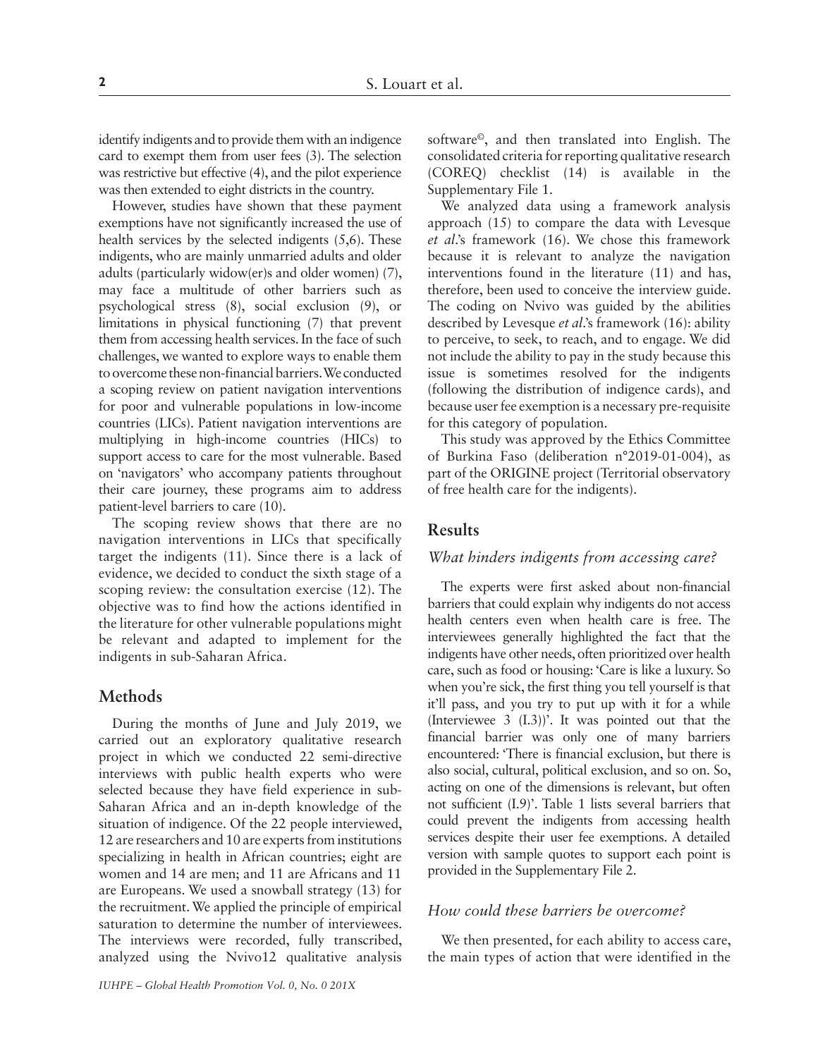identify indigents and to provide them with an indigence card to exempt them from user fees (3). The selection was restrictive but effective (4), and the pilot experience was then extended to eight districts in the country.

However, studies have shown that these payment exemptions have not significantly increased the use of health services by the selected indigents (5,6). These indigents, who are mainly unmarried adults and older adults (particularly widow(er)s and older women) (7), may face a multitude of other barriers such as psychological stress (8), social exclusion (9), or limitations in physical functioning (7) that prevent them from accessing health services. In the face of such challenges, we wanted to explore ways to enable them to overcome these non-financial barriers. We conducted a scoping review on patient navigation interventions for poor and vulnerable populations in low-income countries (LICs). Patient navigation interventions are multiplying in high-income countries (HICs) to support access to care for the most vulnerable. Based on 'navigators' who accompany patients throughout their care journey, these programs aim to address patient-level barriers to care (10).

The scoping review shows that there are no navigation interventions in LICs that specifically target the indigents (11). Since there is a lack of evidence, we decided to conduct the sixth stage of a scoping review: the consultation exercise (12). The objective was to find how the actions identified in the literature for other vulnerable populations might be relevant and adapted to implement for the indigents in sub-Saharan Africa.

## Methods

During the months of June and July 2019, we carried out an exploratory qualitative research project in which we conducted 22 semi-directive interviews with public health experts who were selected because they have field experience in sub-Saharan Africa and an in-depth knowledge of the situation of indigence. Of the 22 people interviewed, 12 are researchers and 10 are experts from institutions specializing in health in African countries; eight are women and 14 are men; and 11 are Africans and 11 are Europeans. We used a snowball strategy (13) for the recruitment. We applied the principle of empirical saturation to determine the number of interviewees. The interviews were recorded, fully transcribed, analyzed using the Nvivo12 qualitative analysis software©, and then translated into English. The consolidated criteria for reporting qualitative research (COREQ) checklist (14) is available in the Supplementary File 1.

We analyzed data using a framework analysis approach (15) to compare the data with Levesque *et al*.'s framework (16). We chose this framework because it is relevant to analyze the navigation interventions found in the literature (11) and has, therefore, been used to conceive the interview guide. The coding on Nvivo was guided by the abilities described by Levesque *et al*.'s framework (16): ability to perceive, to seek, to reach, and to engage. We did not include the ability to pay in the study because this issue is sometimes resolved for the indigents (following the distribution of indigence cards), and because user fee exemption is a necessary pre-requisite for this category of population.

This study was approved by the Ethics Committee of Burkina Faso (deliberation n°2019-01-004), as part of the ORIGINE project (Territorial observatory of free health care for the indigents).

## Results

### *What hinders indigents from accessing care?*

The experts were first asked about non-financial barriers that could explain why indigents do not access health centers even when health care is free. The interviewees generally highlighted the fact that the indigents have other needs, often prioritized over health care, such as food or housing: 'Care is like a luxury. So when you're sick, the first thing you tell yourself is that it'll pass, and you try to put up with it for a while (Interviewee 3 (I.3))'. It was pointed out that the financial barrier was only one of many barriers encountered: 'There is financial exclusion, but there is also social, cultural, political exclusion, and so on. So, acting on one of the dimensions is relevant, but often not sufficient (I.9)'. Table 1 lists several barriers that could prevent the indigents from accessing health services despite their user fee exemptions. A detailed version with sample quotes to support each point is provided in the Supplementary File 2.

### *How could these barriers be overcome?*

We then presented, for each ability to access care, the main types of action that were identified in the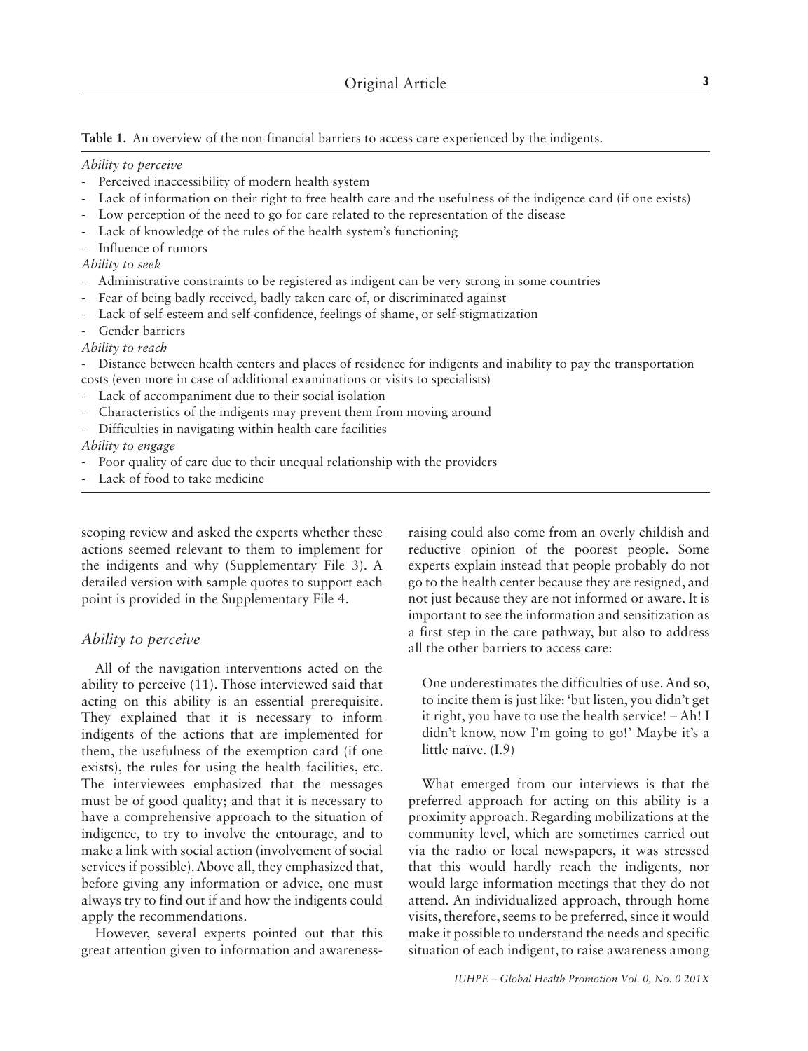**Table 1.** An overview of the non-financial barriers to access care experienced by the indigents.

*Ability to perceive*

- Perceived inaccessibility of modern health system
- Lack of information on their right to free health care and the usefulness of the indigence card (if one exists)
- Low perception of the need to go for care related to the representation of the disease
- Lack of knowledge of the rules of the health system's functioning
- Influence of rumors

*Ability to seek*

- Administrative constraints to be registered as indigent can be very strong in some countries
- Fear of being badly received, badly taken care of, or discriminated against
- Lack of self-esteem and self-confidence, feelings of shame, or self-stigmatization
- Gender barriers

*Ability to reach*

- Distance between health centers and places of residence for indigents and inability to pay the transportation costs (even more in case of additional examinations or visits to specialists)
- Lack of accompaniment due to their social isolation
- Characteristics of the indigents may prevent them from moving around
- Difficulties in navigating within health care facilities

*Ability to engage*

- Poor quality of care due to their unequal relationship with the providers
- Lack of food to take medicine

scoping review and asked the experts whether these actions seemed relevant to them to implement for the indigents and why (Supplementary File 3). A detailed version with sample quotes to support each point is provided in the Supplementary File 4.

## *Ability to perceive*

All of the navigation interventions acted on the ability to perceive (11). Those interviewed said that acting on this ability is an essential prerequisite. They explained that it is necessary to inform indigents of the actions that are implemented for them, the usefulness of the exemption card (if one exists), the rules for using the health facilities, etc. The interviewees emphasized that the messages must be of good quality; and that it is necessary to have a comprehensive approach to the situation of indigence, to try to involve the entourage, and to make a link with social action (involvement of social services if possible). Above all, they emphasized that, before giving any information or advice, one must always try to find out if and how the indigents could apply the recommendations.

However, several experts pointed out that this great attention given to information and awareness-raising could also come from an overly childish and reductive opinion of the poorest people. Some experts explain instead that people probably do not go to the health center because they are resigned, and not just because they are not informed or aware. It is important to see the information and sensitization as a first step in the care pathway, but also to address all the other barriers to access care:

> One underestimates the difficulties of use. And so, to incite them is just like: 'but listen, you didn't get it right, you have to use the health service! – Ah! I didn't know, now I'm going to go!' Maybe it's a little naïve. (I.9)

What emerged from our interviews is that the preferred approach for acting on this ability is a proximity approach. Regarding mobilizations at the community level, which are sometimes carried out via the radio or local newspapers, it was stressed that this would hardly reach the indigents, nor would large information meetings that they do not attend. An individualized approach, through home visits, therefore, seems to be preferred, since it would make it possible to understand the needs and specific situation of each indigent, to raise awareness among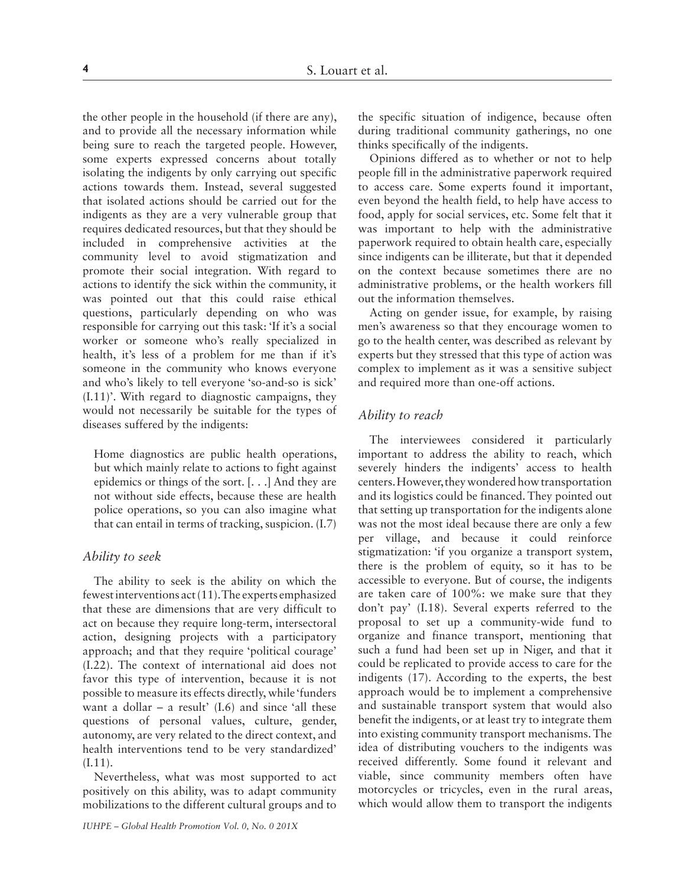the other people in the household (if there are any), and to provide all the necessary information while being sure to reach the targeted people. However, some experts expressed concerns about totally isolating the indigents by only carrying out specific actions towards them. Instead, several suggested that isolated actions should be carried out for the indigents as they are a very vulnerable group that requires dedicated resources, but that they should be included in comprehensive activities at the community level to avoid stigmatization and promote their social integration. With regard to actions to identify the sick within the community, it was pointed out that this could raise ethical questions, particularly depending on who was responsible for carrying out this task: 'If it's a social worker or someone who's really specialized in health, it's less of a problem for me than if it's someone in the community who knows everyone and who's likely to tell everyone 'so-and-so is sick' (I.11)'. With regard to diagnostic campaigns, they would not necessarily be suitable for the types of diseases suffered by the indigents:

> Home diagnostics are public health operations, but which mainly relate to actions to fight against epidemics or things of the sort. [. . .] And they are not without side effects, because these are health police operations, so you can also imagine what that can entail in terms of tracking, suspicion. (I.7)

### *Ability to seek*

The ability to seek is the ability on which the fewest interventions act (11). The experts emphasized that these are dimensions that are very difficult to act on because they require long-term, intersectoral action, designing projects with a participatory approach; and that they require 'political courage' (I.22). The context of international aid does not favor this type of intervention, because it is not possible to measure its effects directly, while 'funders want a dollar – a result' (I.6) and since 'all these questions of personal values, culture, gender, autonomy, are very related to the direct context, and health interventions tend to be very standardized' (I.11).

Nevertheless, what was most supported to act positively on this ability, was to adapt community mobilizations to the different cultural groups and to the specific situation of indigence, because often during traditional community gatherings, no one thinks specifically of the indigents.

Opinions differed as to whether or not to help people fill in the administrative paperwork required to access care. Some experts found it important, even beyond the health field, to help have access to food, apply for social services, etc. Some felt that it was important to help with the administrative paperwork required to obtain health care, especially since indigents can be illiterate, but that it depended on the context because sometimes there are no administrative problems, or the health workers fill out the information themselves.

Acting on gender issue, for example, by raising men's awareness so that they encourage women to go to the health center, was described as relevant by experts but they stressed that this type of action was complex to implement as it was a sensitive subject and required more than one-off actions.

### *Ability to reach*

The interviewees considered it particularly important to address the ability to reach, which severely hinders the indigents' access to health centers. However, they wondered how transportation and its logistics could be financed. They pointed out that setting up transportation for the indigents alone was not the most ideal because there are only a few per village, and because it could reinforce stigmatization: 'if you organize a transport system, there is the problem of equity, so it has to be accessible to everyone. But of course, the indigents are taken care of 100%: we make sure that they don't pay' (I.18). Several experts referred to the proposal to set up a community-wide fund to organize and finance transport, mentioning that such a fund had been set up in Niger, and that it could be replicated to provide access to care for the indigents (17). According to the experts, the best approach would be to implement a comprehensive and sustainable transport system that would also benefit the indigents, or at least try to integrate them into existing community transport mechanisms. The idea of distributing vouchers to the indigents was received differently. Some found it relevant and viable, since community members often have motorcycles or tricycles, even in the rural areas, which would allow them to transport the indigents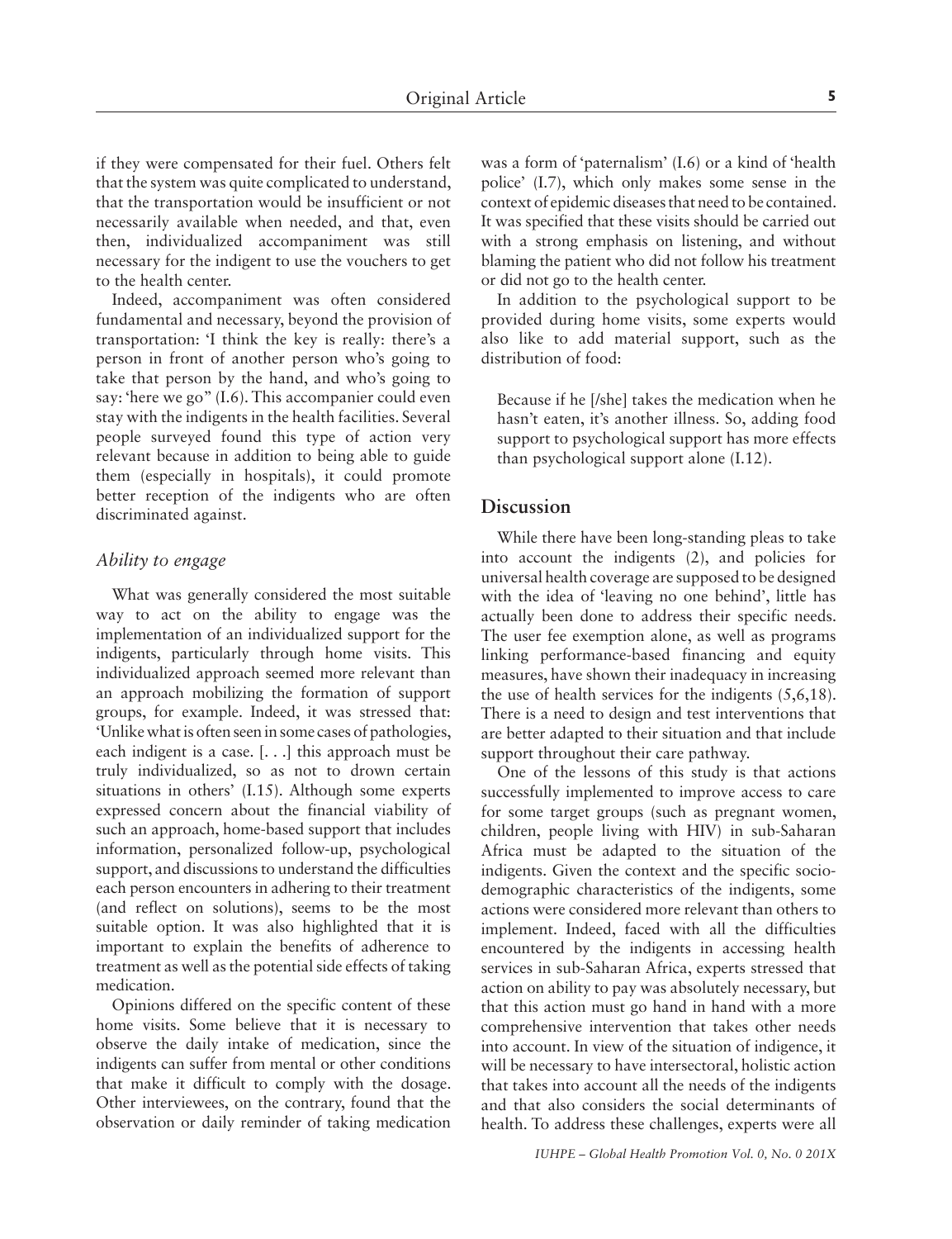if they were compensated for their fuel. Others felt that the system was quite complicated to understand, that the transportation would be insufficient or not necessarily available when needed, and that, even then, individualized accompaniment was still necessary for the indigent to use the vouchers to get to the health center.

Indeed, accompaniment was often considered fundamental and necessary, beyond the provision of transportation: 'I think the key is really: there's a person in front of another person who's going to take that person by the hand, and who's going to say: 'here we go" (I.6). This accompanier could even stay with the indigents in the health facilities. Several people surveyed found this type of action very relevant because in addition to being able to guide them (especially in hospitals), it could promote better reception of the indigents who are often discriminated against.

### *Ability to engage*

What was generally considered the most suitable way to act on the ability to engage was the implementation of an individualized support for the indigents, particularly through home visits. This individualized approach seemed more relevant than an approach mobilizing the formation of support groups, for example. Indeed, it was stressed that: 'Unlike what is often seen in some cases of pathologies, each indigent is a case. [. . .] this approach must be truly individualized, so as not to drown certain situations in others' (I.15). Although some experts expressed concern about the financial viability of such an approach, home-based support that includes information, personalized follow-up, psychological support, and discussions to understand the difficulties each person encounters in adhering to their treatment (and reflect on solutions), seems to be the most suitable option. It was also highlighted that it is important to explain the benefits of adherence to treatment as well as the potential side effects of taking medication.

Opinions differed on the specific content of these home visits. Some believe that it is necessary to observe the daily intake of medication, since the indigents can suffer from mental or other conditions that make it difficult to comply with the dosage. Other interviewees, on the contrary, found that the observation or daily reminder of taking medication was a form of 'paternalism' (I.6) or a kind of 'health police' (I.7), which only makes some sense in the context of epidemic diseases that need to be contained. It was specified that these visits should be carried out with a strong emphasis on listening, and without blaming the patient who did not follow his treatment or did not go to the health center.

In addition to the psychological support to be provided during home visits, some experts would also like to add material support, such as the distribution of food:

> Because if he [/she] takes the medication when he hasn't eaten, it's another illness. So, adding food support to psychological support has more effects than psychological support alone (I.12).

## Discussion

While there have been long-standing pleas to take into account the indigents (2), and policies for universal health coverage are supposed to be designed with the idea of 'leaving no one behind', little has actually been done to address their specific needs. The user fee exemption alone, as well as programs linking performance-based financing and equity measures, have shown their inadequacy in increasing the use of health services for the indigents (5,6,18). There is a need to design and test interventions that are better adapted to their situation and that include support throughout their care pathway.

One of the lessons of this study is that actions successfully implemented to improve access to care for some target groups (such as pregnant women, children, people living with HIV) in sub-Saharan Africa must be adapted to the situation of the indigents. Given the context and the specific socio-demographic characteristics of the indigents, some actions were considered more relevant than others to implement. Indeed, faced with all the difficulties encountered by the indigents in accessing health services in sub-Saharan Africa, experts stressed that action on ability to pay was absolutely necessary, but that this action must go hand in hand with a more comprehensive intervention that takes other needs into account. In view of the situation of indigence, it will be necessary to have intersectoral, holistic action that takes into account all the needs of the indigents and that also considers the social determinants of health. To address these challenges, experts were all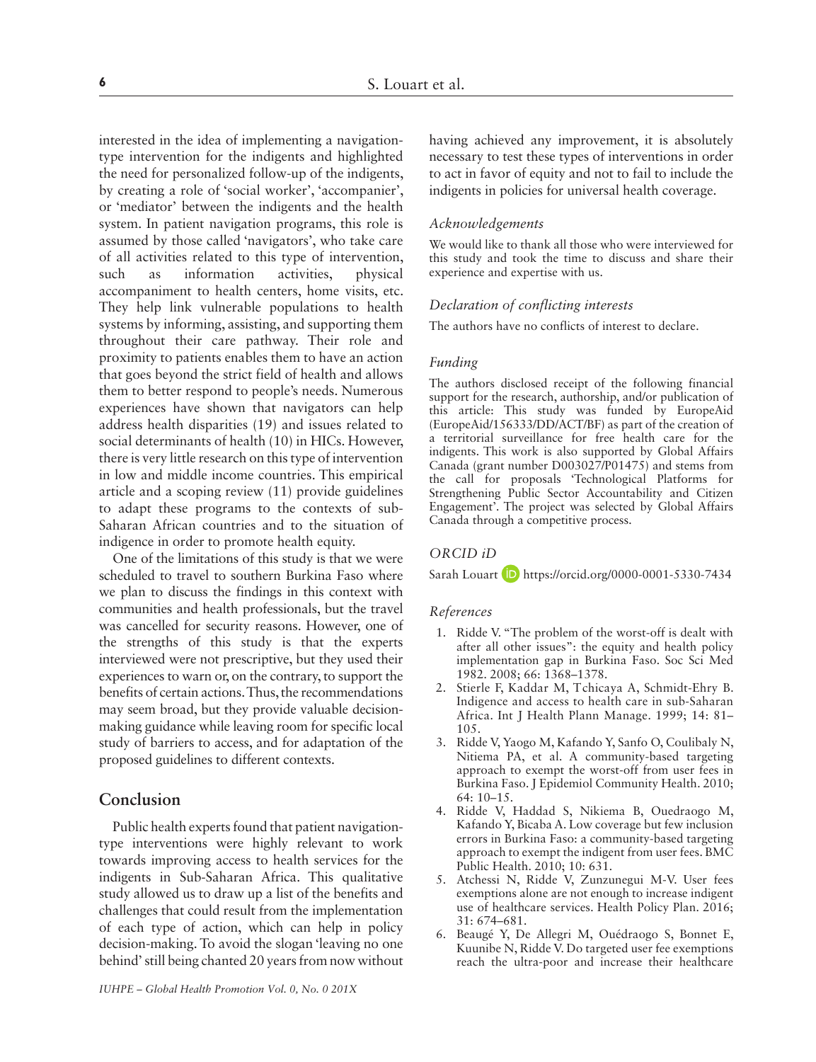interested in the idea of implementing a navigation-type intervention for the indigents and highlighted the need for personalized follow-up of the indigents, by creating a role of 'social worker', 'accompanier', or 'mediator' between the indigents and the health system. In patient navigation programs, this role is assumed by those called 'navigators', who take care of all activities related to this type of intervention, such as information activities, physical accompaniment to health centers, home visits, etc. They help link vulnerable populations to health systems by informing, assisting, and supporting them throughout their care pathway. Their role and proximity to patients enables them to have an action that goes beyond the strict field of health and allows them to better respond to people's needs. Numerous experiences have shown that navigators can help address health disparities (19) and issues related to social determinants of health (10) in HICs. However, there is very little research on this type of intervention in low and middle income countries. This empirical article and a scoping review (11) provide guidelines to adapt these programs to the contexts of sub-Saharan African countries and to the situation of indigence in order to promote health equity.

One of the limitations of this study is that we were scheduled to travel to southern Burkina Faso where we plan to discuss the findings in this context with communities and health professionals, but the travel was cancelled for security reasons. However, one of the strengths of this study is that the experts interviewed were not prescriptive, but they used their experiences to warn or, on the contrary, to support the benefits of certain actions. Thus, the recommendations may seem broad, but they provide valuable decision-making guidance while leaving room for specific local study of barriers to access, and for adaptation of the proposed guidelines to different contexts.

## Conclusion

Public health experts found that patient navigation-type interventions were highly relevant to work towards improving access to health services for the indigents in Sub-Saharan Africa. This qualitative study allowed us to draw up a list of the benefits and challenges that could result from the implementation of each type of action, which can help in policy decision-making. To avoid the slogan 'leaving no one behind' still being chanted 20 years from now without having achieved any improvement, it is absolutely necessary to test these types of interventions in order to act in favor of equity and not to fail to include the indigents in policies for universal health coverage.

### *Acknowledgements*

We would like to thank all those who were interviewed for this study and took the time to discuss and share their experience and expertise with us.

### *Declaration of conflicting interests*

The authors have no conflicts of interest to declare.

### *Funding*

The authors disclosed receipt of the following financial support for the research, authorship, and/or publication of this article: This study was funded by EuropeAid (EuropeAid/156333/DD/ACT/BF) as part of the creation of a territorial surveillance for free health care for the indigents. This work is also supported by Global Affairs Canada (grant number D003027/P01475) and stems from the call for proposals 'Technological Platforms for Strengthening Public Sector Accountability and Citizen Engagement'. The project was selected by Global Affairs Canada through a competitive process.

### *ORCID iD*

Sarah Louart https://orcid.org/0000-0001-5330-7434

### *References*

1. Ridde V. "The problem of the worst-off is dealt with after all other issues": the equity and health policy implementation gap in Burkina Faso. Soc Sci Med 1982. 2008; 66: 1368–1378.
2. Stierle F, Kaddar M, Tchicaya A, Schmidt-Ehry B. Indigence and access to health care in sub-Saharan Africa. Int J Health Plann Manage. 1999; 14: 81–105.
3. Ridde V, Yaogo M, Kafando Y, Sanfo O, Coulibaly N, Nitiema PA, et al. A community-based targeting approach to exempt the worst-off from user fees in Burkina Faso. J Epidemiol Community Health. 2010; 64: 10–15.
4. Ridde V, Haddad S, Nikiema B, Ouedraogo M, Kafando Y, Bicaba A. Low coverage but few inclusion errors in Burkina Faso: a community-based targeting approach to exempt the indigent from user fees. BMC Public Health. 2010; 10: 631.
5. Atchessi N, Ridde V, Zunzunegui M-V. User fees exemptions alone are not enough to increase indigent use of healthcare services. Health Policy Plan. 2016; 31: 674–681.
6. Beaugé Y, De Allegri M, Ouédraogo S, Bonnet E, Kuunibe N, Ridde V. Do targeted user fee exemptions reach the ultra-poor and increase their healthcare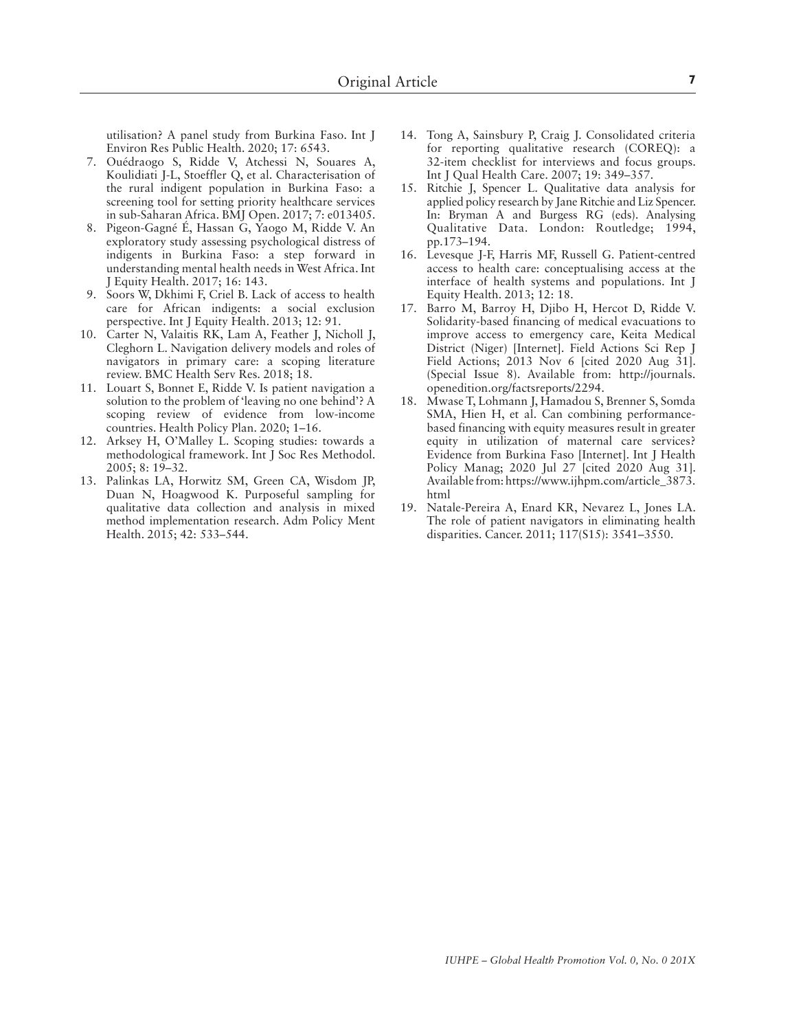utilisation? A panel study from Burkina Faso. Int J Environ Res Public Health. 2020; 17: 6543.

7. Ouédraogo S, Ridde V, Atchessi N, Souares A, Koulidiati J-L, Stoeffler Q, et al. Characterisation of the rural indigent population in Burkina Faso: a screening tool for setting priority healthcare services in sub-Saharan Africa. BMJ Open. 2017; 7: e013405.
8. Pigeon-Gagné É, Hassan G, Yaogo M, Ridde V. An exploratory study assessing psychological distress of indigents in Burkina Faso: a step forward in understanding mental health needs in West Africa. Int J Equity Health. 2017; 16: 143.
9. Soors W, Dkhimi F, Criel B. Lack of access to health care for African indigents: a social exclusion perspective. Int J Equity Health. 2013; 12: 91.
10. Carter N, Valaitis RK, Lam A, Feather J, Nicholl J, Cleghorn L. Navigation delivery models and roles of navigators in primary care: a scoping literature review. BMC Health Serv Res. 2018; 18.
11. Louart S, Bonnet E, Ridde V. Is patient navigation a solution to the problem of 'leaving no one behind'? A scoping review of evidence from low-income countries. Health Policy Plan. 2020; 1–16.
12. Arksey H, O'Malley L. Scoping studies: towards a methodological framework. Int J Soc Res Methodol. 2005; 8: 19–32.
13. Palinkas LA, Horwitz SM, Green CA, Wisdom JP, Duan N, Hoagwood K. Purposeful sampling for qualitative data collection and analysis in mixed method implementation research. Adm Policy Ment Health. 2015; 42: 533–544.
14. Tong A, Sainsbury P, Craig J. Consolidated criteria for reporting qualitative research (COREQ): a 32-item checklist for interviews and focus groups. Int J Qual Health Care. 2007; 19: 349–357.
15. Ritchie J, Spencer L. Qualitative data analysis for applied policy research by Jane Ritchie and Liz Spencer. In: Bryman A and Burgess RG (eds). Analysing Qualitative Data. London: Routledge; 1994, pp.173–194.
16. Levesque J-F, Harris MF, Russell G. Patient-centred access to health care: conceptualising access at the interface of health systems and populations. Int J Equity Health. 2013; 12: 18.
17. Barro M, Barroy H, Djibo H, Hercot D, Ridde V. Solidarity-based financing of medical evacuations to improve access to emergency care, Keita Medical District (Niger) [Internet]. Field Actions Sci Rep J Field Actions; 2013 Nov 6 [cited 2020 Aug 31]. (Special Issue 8). Available from: http://journals.openedition.org/factsreports/2294.
18. Mwase T, Lohmann J, Hamadou S, Brenner S, Somda SMA, Hien H, et al. Can combining performance-based financing with equity measures result in greater equity in utilization of maternal care services? Evidence from Burkina Faso [Internet]. Int J Health Policy Manag; 2020 Jul 27 [cited 2020 Aug 31]. Available from: https://www.ijhpm.com/article_3873.html
19. Natale-Pereira A, Enard KR, Nevarez L, Jones LA. The role of patient navigators in eliminating health disparities. Cancer. 2011; 117(S15): 3541–3550.